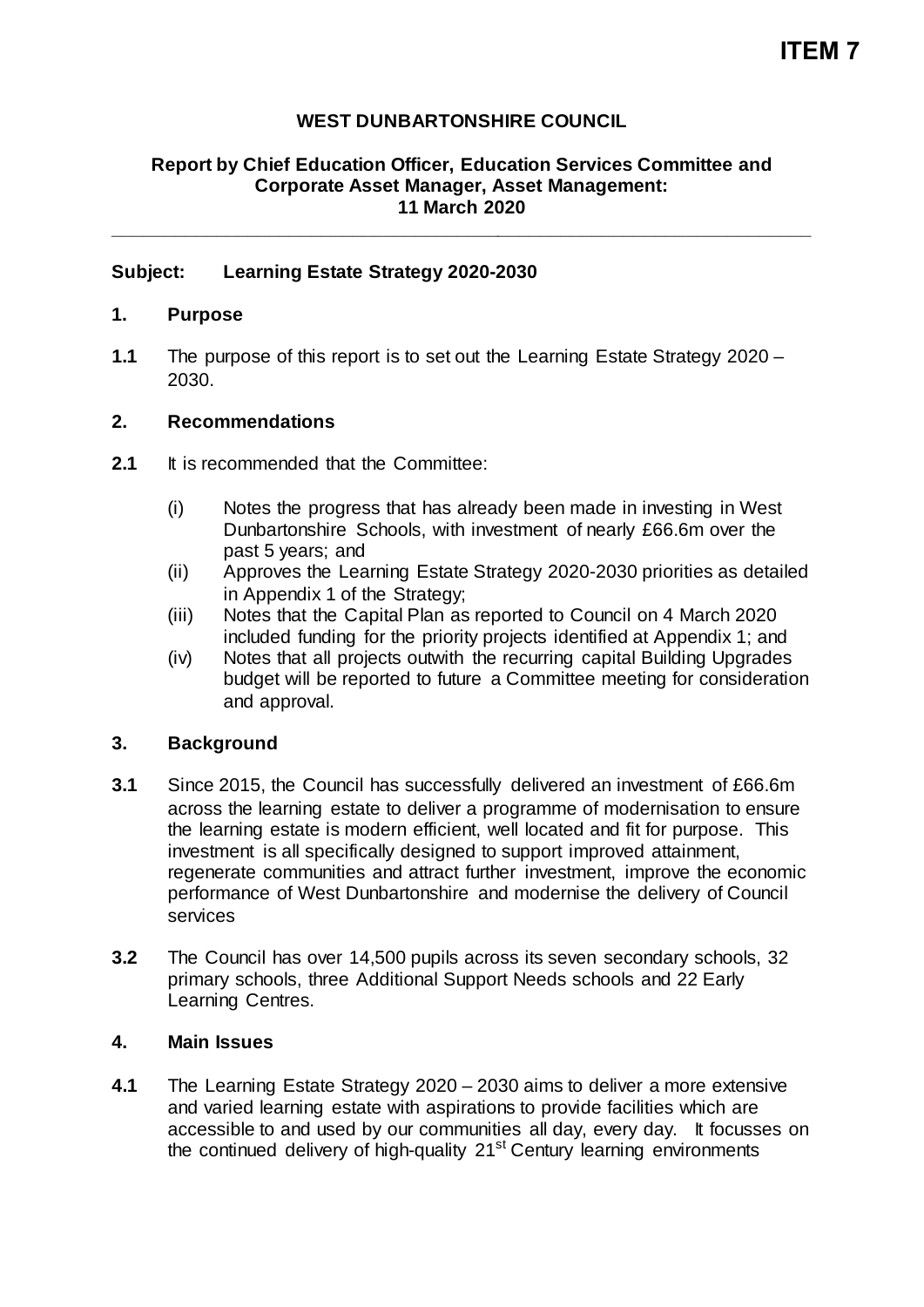**ITEM 7**

**WEST DUNBARTONSHIRE COUNCIL**

**Report by Chief Education Officer, Education Services Committee and Corporate Asset Manager, Asset Management: 11 March 2020**

---

**Subject: Learning Estate Strategy 2020-2030**

## 1. Purpose

**1.1** The purpose of this report is to set out the Learning Estate Strategy 2020 – 2030.

## 2. Recommendations

**2.1** It is recommended that the Committee:

(i) Notes the progress that has already been made in investing in West Dunbartonshire Schools, with investment of nearly £66.6m over the past 5 years; and

(ii) Approves the Learning Estate Strategy 2020-2030 priorities as detailed in Appendix 1 of the Strategy;

(iii) Notes that the Capital Plan as reported to Council on 4 March 2020 included funding for the priority projects identified at Appendix 1; and

(iv) Notes that all projects outwith the recurring capital Building Upgrades budget will be reported to future a Committee meeting for consideration and approval.

## 3. Background

**3.1** Since 2015, the Council has successfully delivered an investment of £66.6m across the learning estate to deliver a programme of modernisation to ensure the learning estate is modern efficient, well located and fit for purpose. This investment is all specifically designed to support improved attainment, regenerate communities and attract further investment, improve the economic performance of West Dunbartonshire and modernise the delivery of Council services

**3.2** The Council has over 14,500 pupils across its seven secondary schools, 32 primary schools, three Additional Support Needs schools and 22 Early Learning Centres.

## 4. Main Issues

**4.1** The Learning Estate Strategy 2020 – 2030 aims to deliver a more extensive and varied learning estate with aspirations to provide facilities which are accessible to and used by our communities all day, every day. It focusses on the continued delivery of high-quality 21st Century learning environments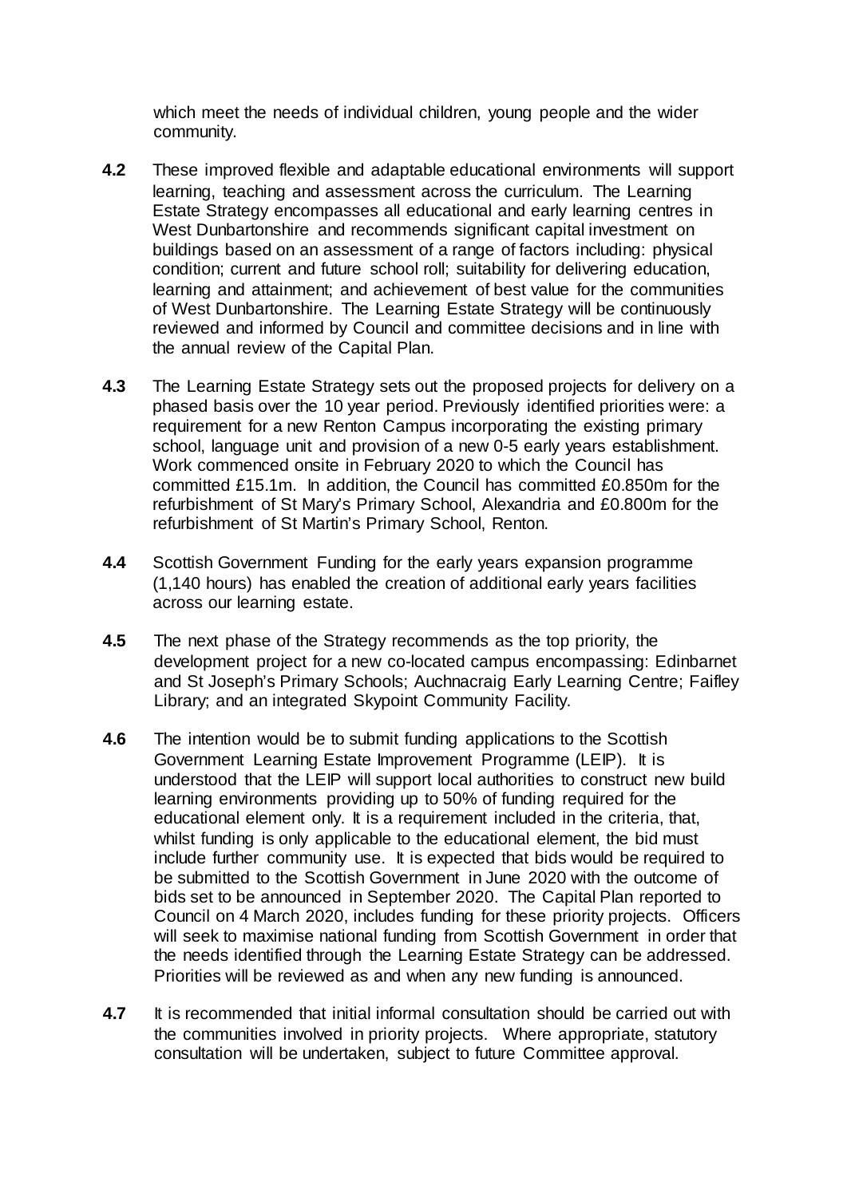which meet the needs of individual children, young people and the wider community.

**4.2** These improved flexible and adaptable educational environments will support learning, teaching and assessment across the curriculum. The Learning Estate Strategy encompasses all educational and early learning centres in West Dunbartonshire and recommends significant capital investment on buildings based on an assessment of a range of factors including: physical condition; current and future school roll; suitability for delivering education, learning and attainment; and achievement of best value for the communities of West Dunbartonshire. The Learning Estate Strategy will be continuously reviewed and informed by Council and committee decisions and in line with the annual review of the Capital Plan.

**4.3** The Learning Estate Strategy sets out the proposed projects for delivery on a phased basis over the 10 year period. Previously identified priorities were: a requirement for a new Renton Campus incorporating the existing primary school, language unit and provision of a new 0-5 early years establishment. Work commenced onsite in February 2020 to which the Council has committed £15.1m. In addition, the Council has committed £0.850m for the refurbishment of St Mary's Primary School, Alexandria and £0.800m for the refurbishment of St Martin's Primary School, Renton.

**4.4** Scottish Government Funding for the early years expansion programme (1,140 hours) has enabled the creation of additional early years facilities across our learning estate.

**4.5** The next phase of the Strategy recommends as the top priority, the development project for a new co-located campus encompassing: Edinbarnet and St Joseph's Primary Schools; Auchnacraig Early Learning Centre; Faifley Library; and an integrated Skypoint Community Facility.

**4.6** The intention would be to submit funding applications to the Scottish Government Learning Estate Improvement Programme (LEIP). It is understood that the LEIP will support local authorities to construct new build learning environments providing up to 50% of funding required for the educational element only. It is a requirement included in the criteria, that, whilst funding is only applicable to the educational element, the bid must include further community use. It is expected that bids would be required to be submitted to the Scottish Government in June 2020 with the outcome of bids set to be announced in September 2020. The Capital Plan reported to Council on 4 March 2020, includes funding for these priority projects. Officers will seek to maximise national funding from Scottish Government in order that the needs identified through the Learning Estate Strategy can be addressed. Priorities will be reviewed as and when any new funding is announced.

**4.7** It is recommended that initial informal consultation should be carried out with the communities involved in priority projects. Where appropriate, statutory consultation will be undertaken, subject to future Committee approval.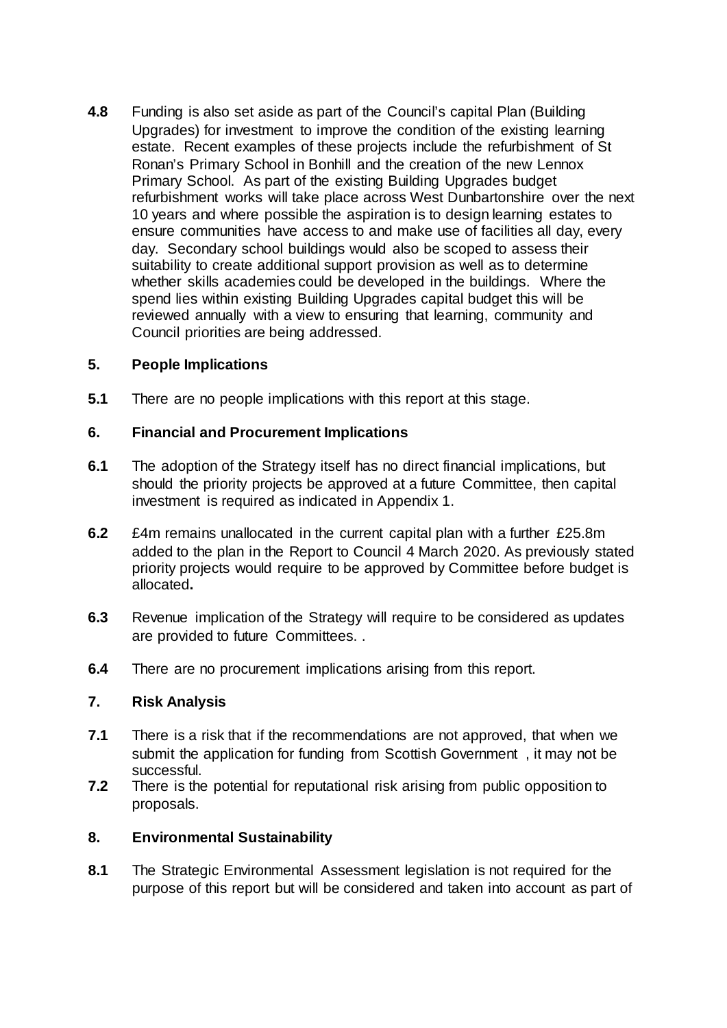**4.8** Funding is also set aside as part of the Council's capital Plan (Building Upgrades) for investment to improve the condition of the existing learning estate. Recent examples of these projects include the refurbishment of St Ronan's Primary School in Bonhill and the creation of the new Lennox Primary School. As part of the existing Building Upgrades budget refurbishment works will take place across West Dunbartonshire over the next 10 years and where possible the aspiration is to design learning estates to ensure communities have access to and make use of facilities all day, every day. Secondary school buildings would also be scoped to assess their suitability to create additional support provision as well as to determine whether skills academies could be developed in the buildings. Where the spend lies within existing Building Upgrades capital budget this will be reviewed annually with a view to ensuring that learning, community and Council priorities are being addressed.

## 5. People Implications

**5.1** There are no people implications with this report at this stage.

## 6. Financial and Procurement Implications

**6.1** The adoption of the Strategy itself has no direct financial implications, but should the priority projects be approved at a future Committee, then capital investment is required as indicated in Appendix 1.

**6.2** £4m remains unallocated in the current capital plan with a further £25.8m added to the plan in the Report to Council 4 March 2020. As previously stated priority projects would require to be approved by Committee before budget is allocated**.**

**6.3** Revenue implication of the Strategy will require to be considered as updates are provided to future Committees. .

**6.4** There are no procurement implications arising from this report.

## 7. Risk Analysis

**7.1** There is a risk that if the recommendations are not approved, that when we submit the application for funding from Scottish Government , it may not be successful.

**7.2** There is the potential for reputational risk arising from public opposition to proposals.

## 8. Environmental Sustainability

**8.1** The Strategic Environmental Assessment legislation is not required for the purpose of this report but will be considered and taken into account as part of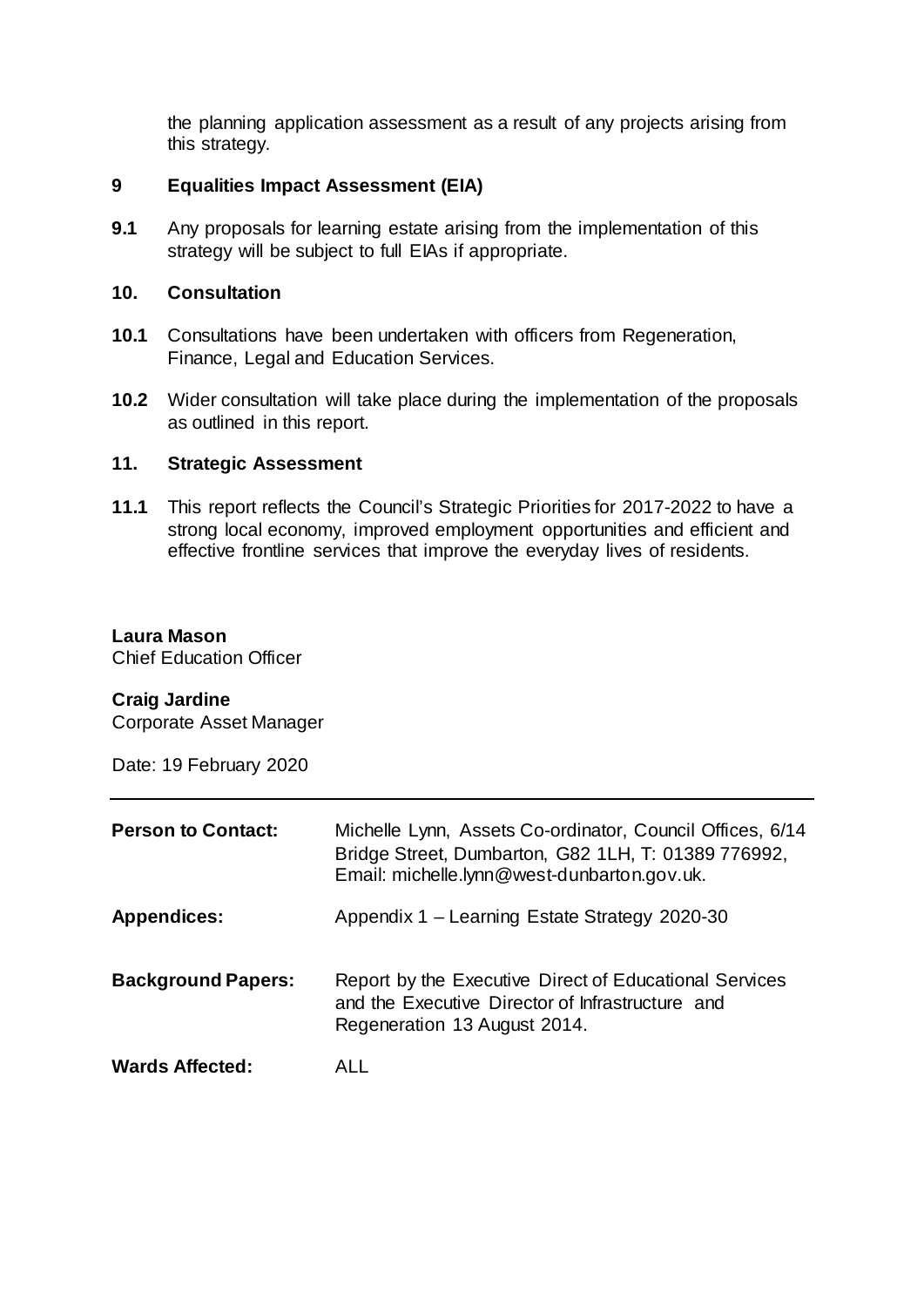the planning application assessment as a result of any projects arising from this strategy.

## 9 Equalities Impact Assessment (EIA)

**9.1** Any proposals for learning estate arising from the implementation of this strategy will be subject to full EIAs if appropriate.

## 10. Consultation

**10.1** Consultations have been undertaken with officers from Regeneration, Finance, Legal and Education Services.

**10.2** Wider consultation will take place during the implementation of the proposals as outlined in this report.

## 11. Strategic Assessment

**11.1** This report reflects the Council's Strategic Priorities for 2017-2022 to have a strong local economy, improved employment opportunities and efficient and effective frontline services that improve the everyday lives of residents.

**Laura Mason**
Chief Education Officer

**Craig Jardine**
Corporate Asset Manager

Date: 19 February 2020

---

| | |
|---|---|
| **Person to Contact:** | Michelle Lynn, Assets Co-ordinator, Council Offices, 6/14 Bridge Street, Dumbarton, G82 1LH, T: 01389 776992, Email: michelle.lynn@west-dunbarton.gov.uk. |
| **Appendices:** | Appendix 1 – Learning Estate Strategy 2020-30 |
| **Background Papers:** | Report by the Executive Direct of Educational Services and the Executive Director of Infrastructure and Regeneration 13 August 2014. |
| **Wards Affected:** | ALL |